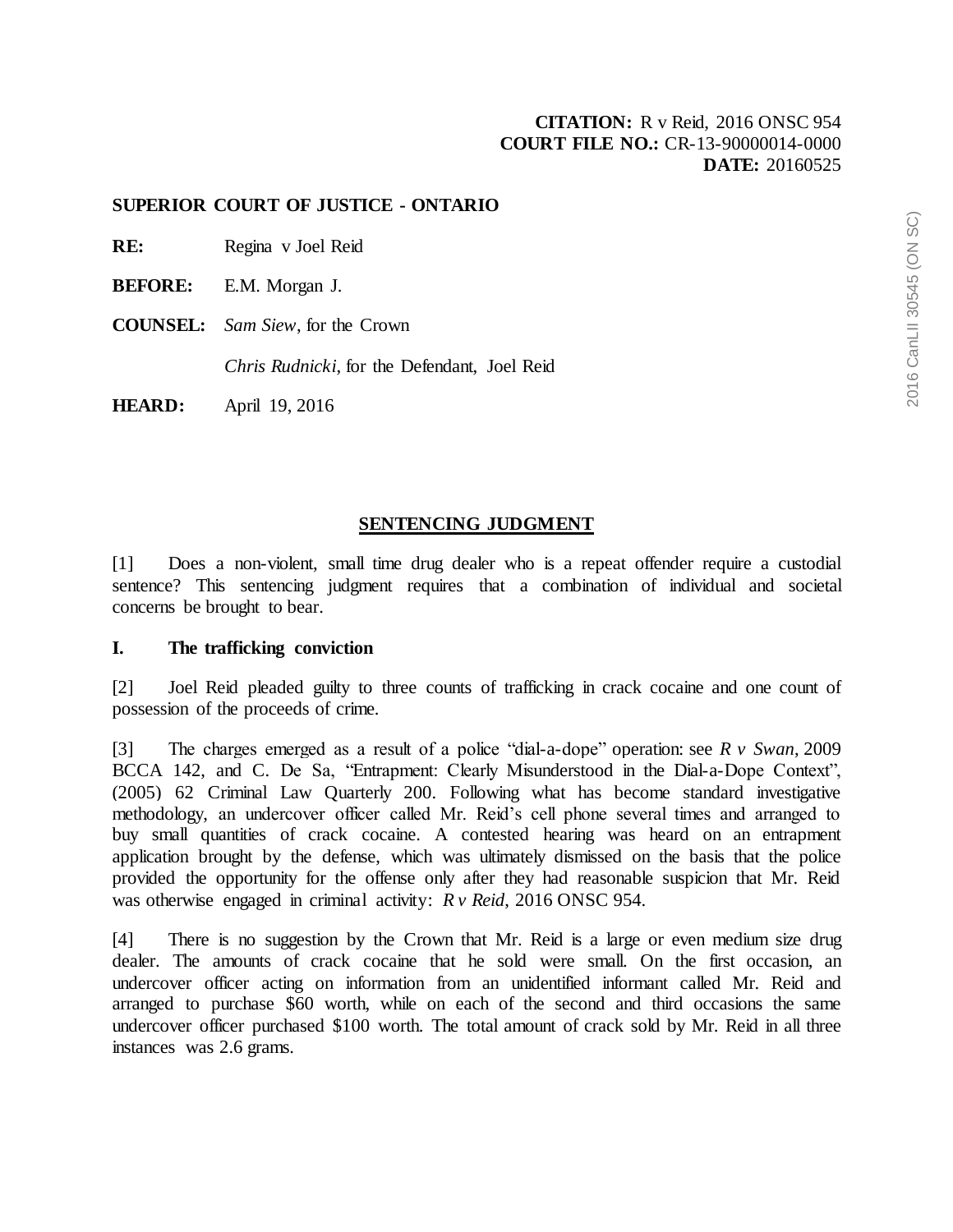**CITATION:** R v Reid, 2016 ONSC 954
**COURT FILE NO.:** CR-13-90000014-0000
**DATE:** 20160525

**SUPERIOR COURT OF JUSTICE - ONTARIO**

**RE:** Regina v Joel Reid

**BEFORE:** E.M. Morgan J.

**COUNSEL:** *Sam Siew*, for the Crown

*Chris Rudnicki*, for the Defendant, Joel Reid

**HEARD:** April 19, 2016

## SENTENCING JUDGMENT

[1] Does a non-violent, small time drug dealer who is a repeat offender require a custodial sentence? This sentencing judgment requires that a combination of individual and societal concerns be brought to bear.

### I. The trafficking conviction

[2] Joel Reid pleaded guilty to three counts of trafficking in crack cocaine and one count of possession of the proceeds of crime.

[3] The charges emerged as a result of a police "dial-a-dope" operation: see *R v Swan*, 2009 BCCA 142, and C. De Sa, "Entrapment: Clearly Misunderstood in the Dial-a-Dope Context", (2005) 62 Criminal Law Quarterly 200. Following what has become standard investigative methodology, an undercover officer called Mr. Reid's cell phone several times and arranged to buy small quantities of crack cocaine. A contested hearing was heard on an entrapment application brought by the defense, which was ultimately dismissed on the basis that the police provided the opportunity for the offense only after they had reasonable suspicion that Mr. Reid was otherwise engaged in criminal activity: *R v Reid*, 2016 ONSC 954.

[4] There is no suggestion by the Crown that Mr. Reid is a large or even medium size drug dealer. The amounts of crack cocaine that he sold were small. On the first occasion, an undercover officer acting on information from an unidentified informant called Mr. Reid and arranged to purchase $60 worth, while on each of the second and third occasions the same undercover officer purchased $100 worth. The total amount of crack sold by Mr. Reid in all three instances was 2.6 grams.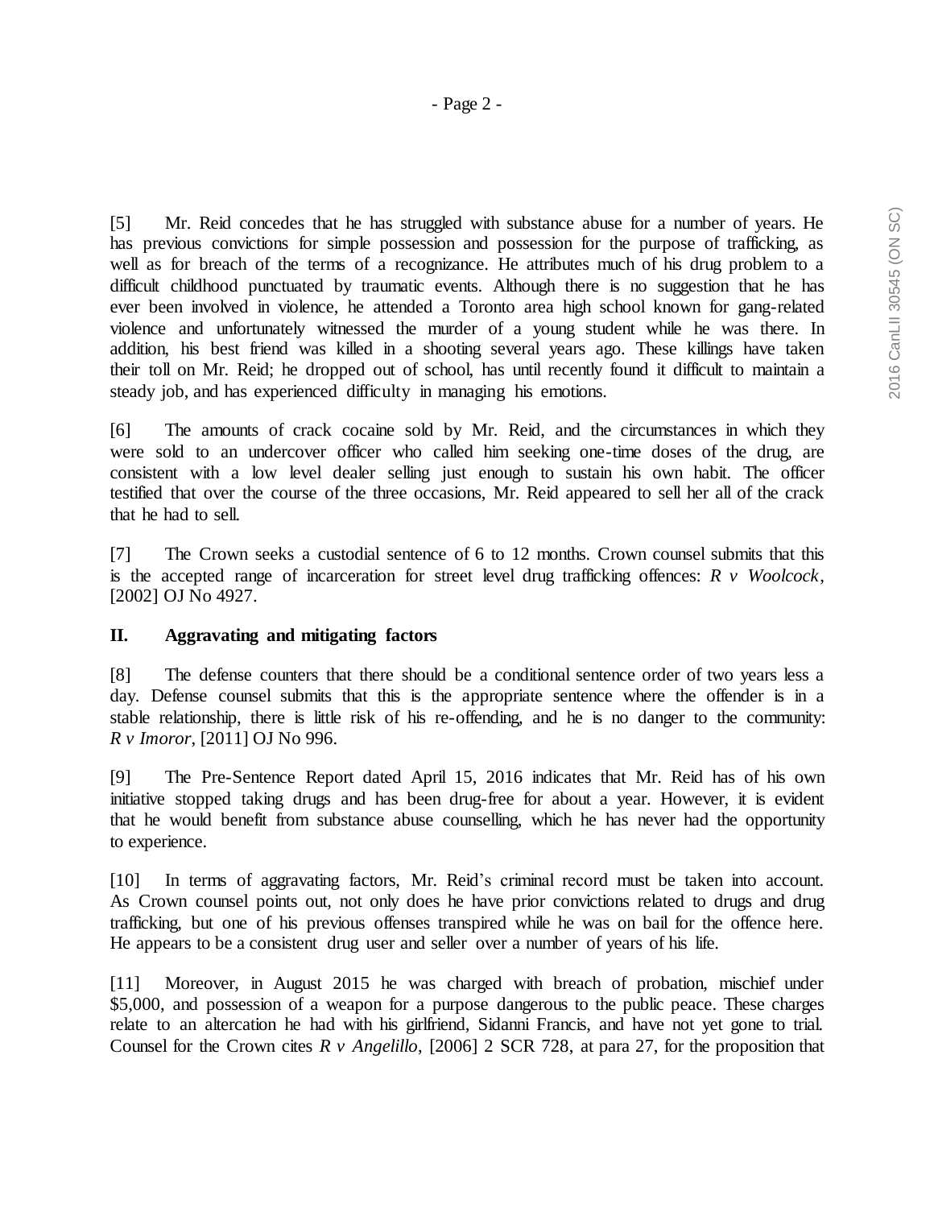[5] Mr. Reid concedes that he has struggled with substance abuse for a number of years. He has previous convictions for simple possession and possession for the purpose of trafficking, as well as for breach of the terms of a recognizance. He attributes much of his drug problem to a difficult childhood punctuated by traumatic events. Although there is no suggestion that he has ever been involved in violence, he attended a Toronto area high school known for gang-related violence and unfortunately witnessed the murder of a young student while he was there. In addition, his best friend was killed in a shooting several years ago. These killings have taken their toll on Mr. Reid; he dropped out of school, has until recently found it difficult to maintain a steady job, and has experienced difficulty in managing his emotions.

[6] The amounts of crack cocaine sold by Mr. Reid, and the circumstances in which they were sold to an undercover officer who called him seeking one-time doses of the drug, are consistent with a low level dealer selling just enough to sustain his own habit. The officer testified that over the course of the three occasions, Mr. Reid appeared to sell her all of the crack that he had to sell.

[7] The Crown seeks a custodial sentence of 6 to 12 months. Crown counsel submits that this is the accepted range of incarceration for street level drug trafficking offences: *R v Woolcock*, [2002] OJ No 4927.

## II. Aggravating and mitigating factors

[8] The defense counters that there should be a conditional sentence order of two years less a day. Defense counsel submits that this is the appropriate sentence where the offender is in a stable relationship, there is little risk of his re-offending, and he is no danger to the community: *R v Imoror*, [2011] OJ No 996.

[9] The Pre-Sentence Report dated April 15, 2016 indicates that Mr. Reid has of his own initiative stopped taking drugs and has been drug-free for about a year. However, it is evident that he would benefit from substance abuse counselling, which he has never had the opportunity to experience.

[10] In terms of aggravating factors, Mr. Reid's criminal record must be taken into account. As Crown counsel points out, not only does he have prior convictions related to drugs and drug trafficking, but one of his previous offenses transpired while he was on bail for the offence here. He appears to be a consistent drug user and seller over a number of years of his life.

[11] Moreover, in August 2015 he was charged with breach of probation, mischief under $5,000, and possession of a weapon for a purpose dangerous to the public peace. These charges relate to an altercation he had with his girlfriend, Sidanni Francis, and have not yet gone to trial. Counsel for the Crown cites *R v Angelillo*, [2006] 2 SCR 728, at para 27, for the proposition that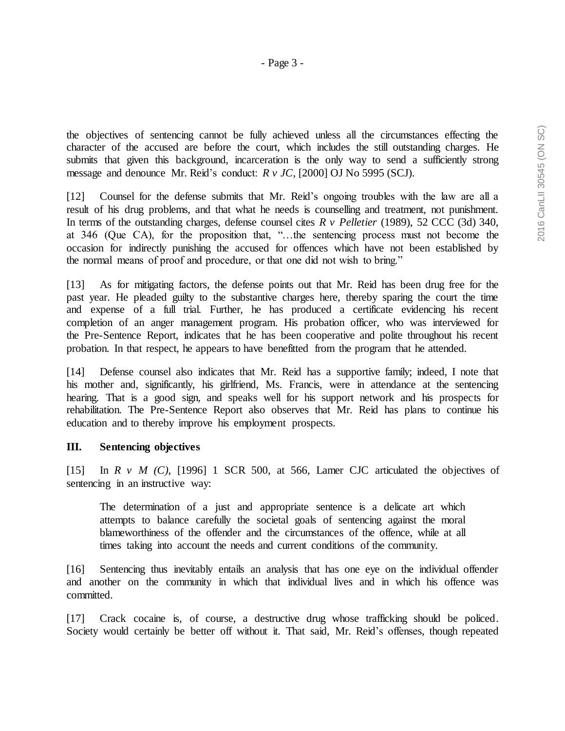the objectives of sentencing cannot be fully achieved unless all the circumstances effecting the character of the accused are before the court, which includes the still outstanding charges. He submits that given this background, incarceration is the only way to send a sufficiently strong message and denounce Mr. Reid's conduct: *R v JC*, [2000] OJ No 5995 (SCJ).

[12] Counsel for the defense submits that Mr. Reid's ongoing troubles with the law are all a result of his drug problems, and that what he needs is counselling and treatment, not punishment. In terms of the outstanding charges, defense counsel cites *R v Pelletier* (1989), 52 CCC (3d) 340, at 346 (Que CA), for the proposition that, "…the sentencing process must not become the occasion for indirectly punishing the accused for offences which have not been established by the normal means of proof and procedure, or that one did not wish to bring."

[13] As for mitigating factors, the defense points out that Mr. Reid has been drug free for the past year. He pleaded guilty to the substantive charges here, thereby sparing the court the time and expense of a full trial. Further, he has produced a certificate evidencing his recent completion of an anger management program. His probation officer, who was interviewed for the Pre-Sentence Report, indicates that he has been cooperative and polite throughout his recent probation. In that respect, he appears to have benefitted from the program that he attended.

[14] Defense counsel also indicates that Mr. Reid has a supportive family; indeed, I note that his mother and, significantly, his girlfriend, Ms. Francis, were in attendance at the sentencing hearing. That is a good sign, and speaks well for his support network and his prospects for rehabilitation. The Pre-Sentence Report also observes that Mr. Reid has plans to continue his education and to thereby improve his employment prospects.

### III. Sentencing objectives

[15] In *R v M (C)*, [1996] 1 SCR 500, at 566, Lamer CJC articulated the objectives of sentencing in an instructive way:

> The determination of a just and appropriate sentence is a delicate art which attempts to balance carefully the societal goals of sentencing against the moral blameworthiness of the offender and the circumstances of the offence, while at all times taking into account the needs and current conditions of the community.

[16] Sentencing thus inevitably entails an analysis that has one eye on the individual offender and another on the community in which that individual lives and in which his offence was committed.

[17] Crack cocaine is, of course, a destructive drug whose trafficking should be policed. Society would certainly be better off without it. That said, Mr. Reid's offenses, though repeated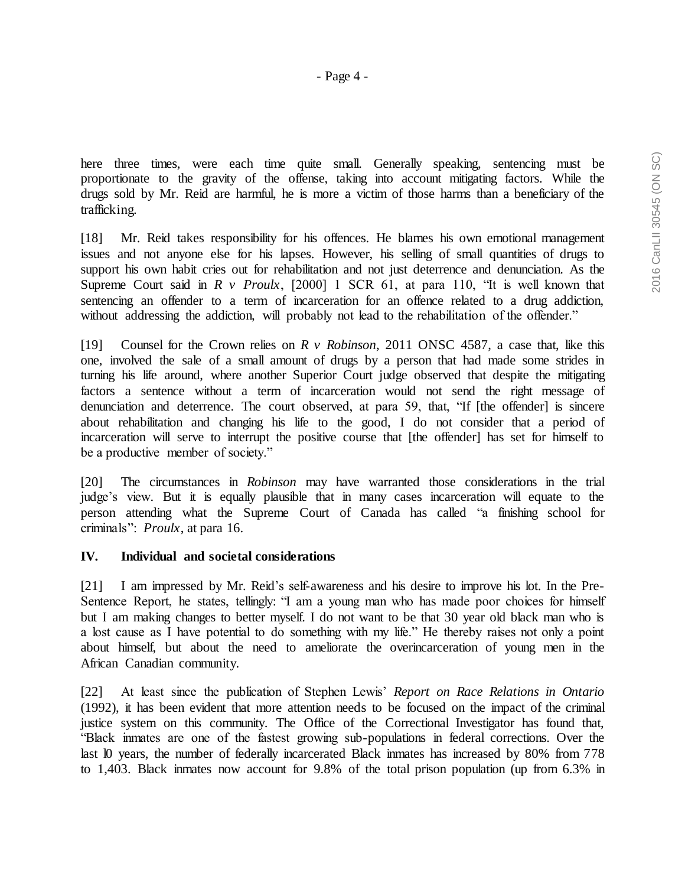here three times, were each time quite small. Generally speaking, sentencing must be proportionate to the gravity of the offense, taking into account mitigating factors. While the drugs sold by Mr. Reid are harmful, he is more a victim of those harms than a beneficiary of the trafficking.

[18] Mr. Reid takes responsibility for his offences. He blames his own emotional management issues and not anyone else for his lapses. However, his selling of small quantities of drugs to support his own habit cries out for rehabilitation and not just deterrence and denunciation. As the Supreme Court said in *R v Proulx*, [2000] 1 SCR 61, at para 110, "It is well known that sentencing an offender to a term of incarceration for an offence related to a drug addiction, without addressing the addiction, will probably not lead to the rehabilitation of the offender."

[19] Counsel for the Crown relies on *R v Robinson*, 2011 ONSC 4587, a case that, like this one, involved the sale of a small amount of drugs by a person that had made some strides in turning his life around, where another Superior Court judge observed that despite the mitigating factors a sentence without a term of incarceration would not send the right message of denunciation and deterrence. The court observed, at para 59, that, "If [the offender] is sincere about rehabilitation and changing his life to the good, I do not consider that a period of incarceration will serve to interrupt the positive course that [the offender] has set for himself to be a productive member of society."

[20] The circumstances in *Robinson* may have warranted those considerations in the trial judge's view. But it is equally plausible that in many cases incarceration will equate to the person attending what the Supreme Court of Canada has called "a finishing school for criminals": *Proulx*, at para 16.

## IV. Individual and societal considerations

[21] I am impressed by Mr. Reid's self-awareness and his desire to improve his lot. In the Pre-Sentence Report, he states, tellingly: "I am a young man who has made poor choices for himself but I am making changes to better myself. I do not want to be that 30 year old black man who is a lost cause as I have potential to do something with my life." He thereby raises not only a point about himself, but about the need to ameliorate the overincarceration of young men in the African Canadian community.

[22] At least since the publication of Stephen Lewis' *Report on Race Relations in Ontario* (1992), it has been evident that more attention needs to be focused on the impact of the criminal justice system on this community. The Office of the Correctional Investigator has found that, "Black inmates are one of the fastest growing sub-populations in federal corrections. Over the last 10 years, the number of federally incarcerated Black inmates has increased by 80% from 778 to 1,403. Black inmates now account for 9.8% of the total prison population (up from 6.3% in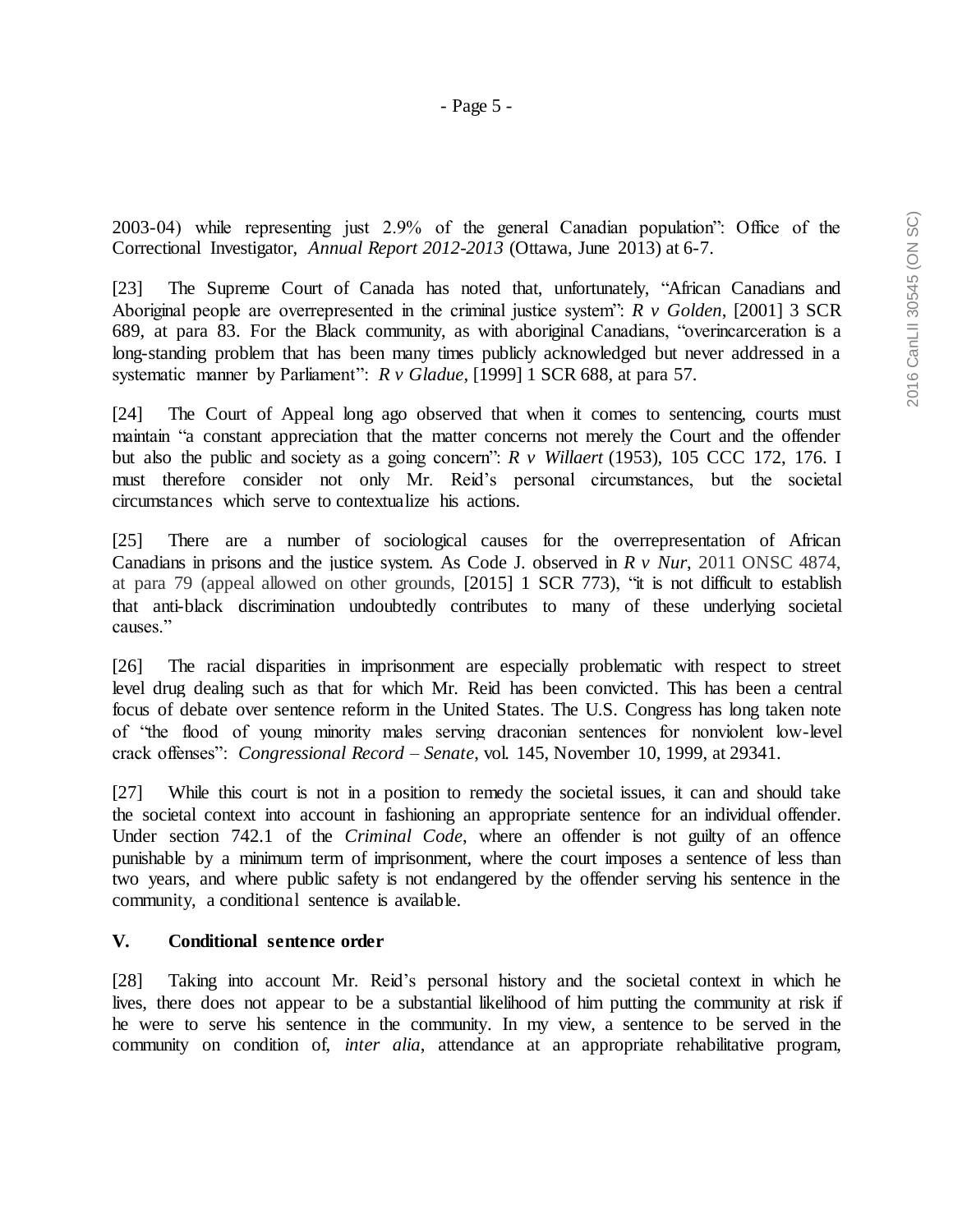2003-04) while representing just 2.9% of the general Canadian population": Office of the Correctional Investigator, *Annual Report 2012-2013* (Ottawa, June 2013) at 6-7.

[23] The Supreme Court of Canada has noted that, unfortunately, "African Canadians and Aboriginal people are overrepresented in the criminal justice system": *R v Golden*, [2001] 3 SCR 689, at para 83. For the Black community, as with aboriginal Canadians, "overincarceration is a long-standing problem that has been many times publicly acknowledged but never addressed in a systematic manner by Parliament": *R v Gladue*, [1999] 1 SCR 688, at para 57.

[24] The Court of Appeal long ago observed that when it comes to sentencing, courts must maintain "a constant appreciation that the matter concerns not merely the Court and the offender but also the public and society as a going concern": *R v Willaert* (1953), 105 CCC 172, 176. I must therefore consider not only Mr. Reid's personal circumstances, but the societal circumstances which serve to contextualize his actions.

[25] There are a number of sociological causes for the overrepresentation of African Canadians in prisons and the justice system. As Code J. observed in *R v Nur*, 2011 ONSC 4874, at para 79 (appeal allowed on other grounds, [2015] 1 SCR 773), "it is not difficult to establish that anti-black discrimination undoubtedly contributes to many of these underlying societal causes."

[26] The racial disparities in imprisonment are especially problematic with respect to street level drug dealing such as that for which Mr. Reid has been convicted. This has been a central focus of debate over sentence reform in the United States. The U.S. Congress has long taken note of "the flood of young minority males serving draconian sentences for nonviolent low-level crack offenses": *Congressional Record – Senate*, vol. 145, November 10, 1999, at 29341.

[27] While this court is not in a position to remedy the societal issues, it can and should take the societal context into account in fashioning an appropriate sentence for an individual offender. Under section 742.1 of the *Criminal Code*, where an offender is not guilty of an offence punishable by a minimum term of imprisonment, where the court imposes a sentence of less than two years, and where public safety is not endangered by the offender serving his sentence in the community, a conditional sentence is available.

## V. Conditional sentence order

[28] Taking into account Mr. Reid's personal history and the societal context in which he lives, there does not appear to be a substantial likelihood of him putting the community at risk if he were to serve his sentence in the community. In my view, a sentence to be served in the community on condition of, *inter alia*, attendance at an appropriate rehabilitative program,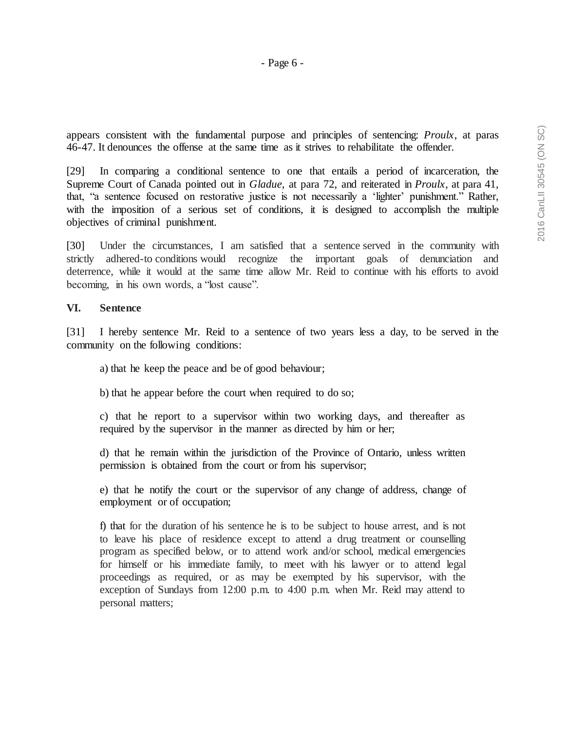appears consistent with the fundamental purpose and principles of sentencing: *Proulx*, at paras 46-47. It denounces the offense at the same time as it strives to rehabilitate the offender.

[29] In comparing a conditional sentence to one that entails a period of incarceration, the Supreme Court of Canada pointed out in *Gladue*, at para 72, and reiterated in *Proulx*, at para 41, that, "a sentence focused on restorative justice is not necessarily a 'lighter' punishment." Rather, with the imposition of a serious set of conditions, it is designed to accomplish the multiple objectives of criminal punishment.

[30] Under the circumstances, I am satisfied that a sentence served in the community with strictly adhered-to conditions would recognize the important goals of denunciation and deterrence, while it would at the same time allow Mr. Reid to continue with his efforts to avoid becoming, in his own words, a "lost cause".

## VI. Sentence

[31] I hereby sentence Mr. Reid to a sentence of two years less a day, to be served in the community on the following conditions:

a) that he keep the peace and be of good behaviour;

b) that he appear before the court when required to do so;

c) that he report to a supervisor within two working days, and thereafter as required by the supervisor in the manner as directed by him or her;

d) that he remain within the jurisdiction of the Province of Ontario, unless written permission is obtained from the court or from his supervisor;

e) that he notify the court or the supervisor of any change of address, change of employment or of occupation;

f) that for the duration of his sentence he is to be subject to house arrest, and is not to leave his place of residence except to attend a drug treatment or counselling program as specified below, or to attend work and/or school, medical emergencies for himself or his immediate family, to meet with his lawyer or to attend legal proceedings as required, or as may be exempted by his supervisor, with the exception of Sundays from 12:00 p.m. to 4:00 p.m. when Mr. Reid may attend to personal matters;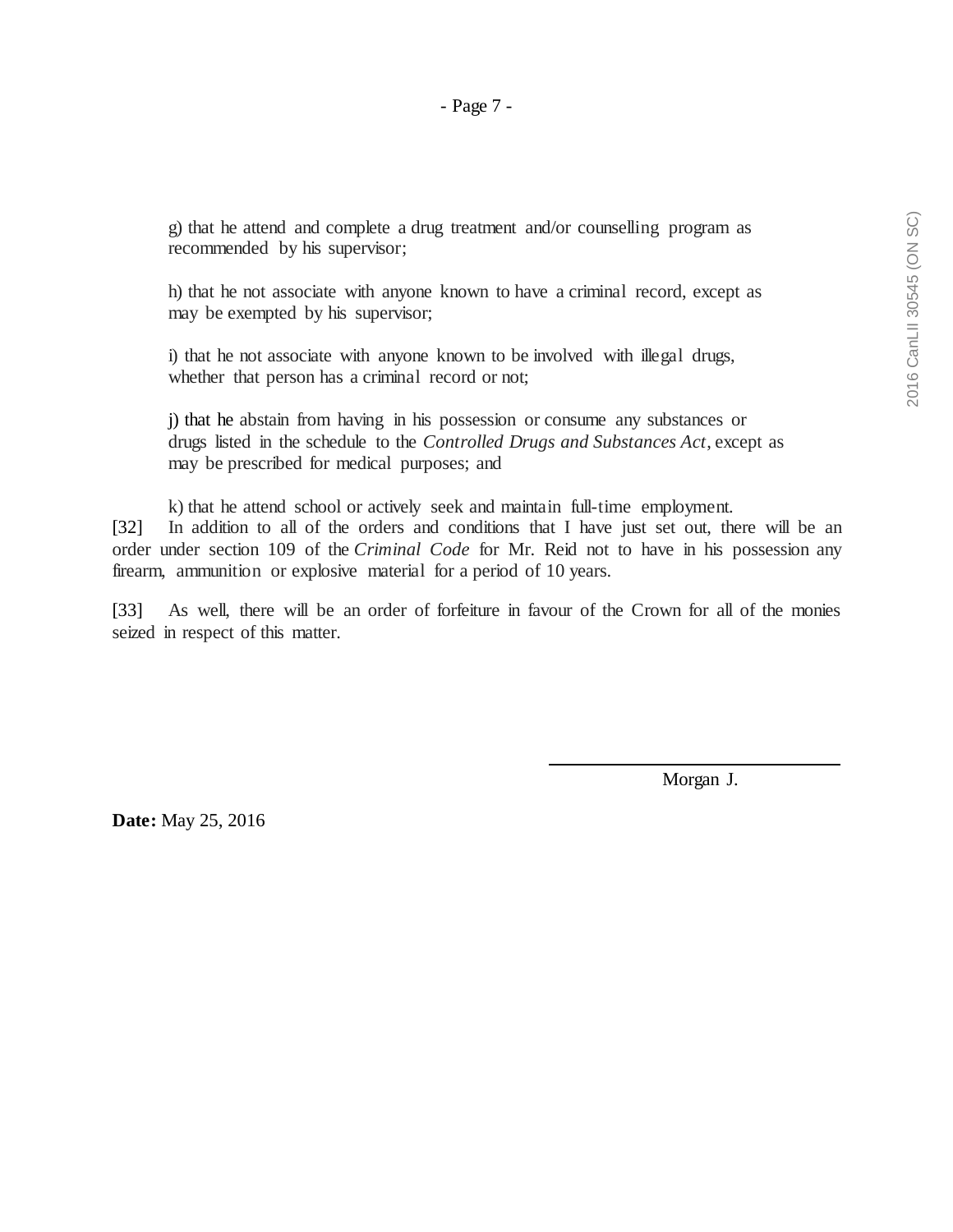g) that he attend and complete a drug treatment and/or counselling program as recommended by his supervisor;

h) that he not associate with anyone known to have a criminal record, except as may be exempted by his supervisor;

i) that he not associate with anyone known to be involved with illegal drugs, whether that person has a criminal record or not;

j) that he abstain from having in his possession or consume any substances or drugs listed in the schedule to the *Controlled Drugs and Substances Act*, except as may be prescribed for medical purposes; and

k) that he attend school or actively seek and maintain full-time employment.

[32] In addition to all of the orders and conditions that I have just set out, there will be an order under section 109 of the *Criminal Code* for Mr. Reid not to have in his possession any firearm, ammunition or explosive material for a period of 10 years.

[33] As well, there will be an order of forfeiture in favour of the Crown for all of the monies seized in respect of this matter.

Morgan J.

**Date:** May 25, 2016